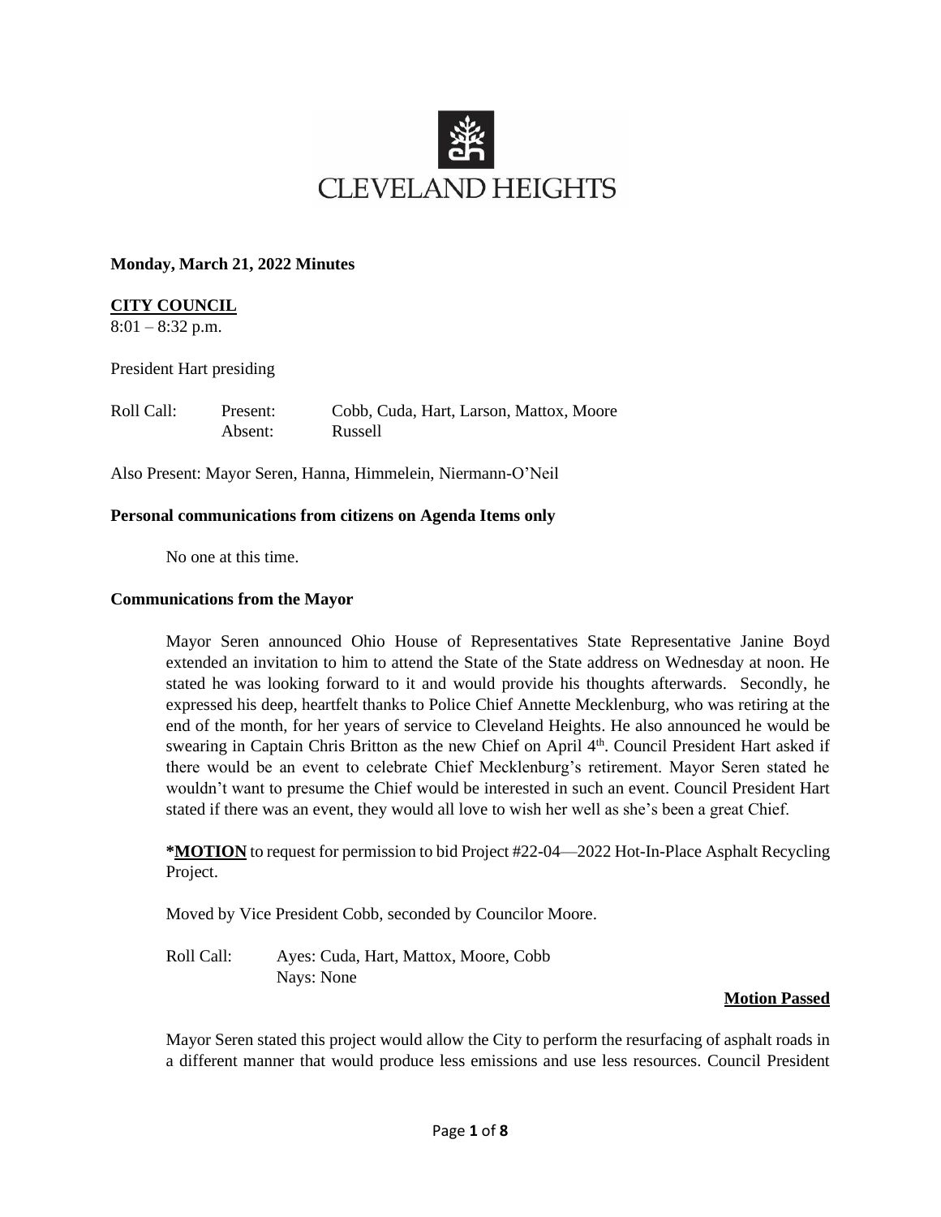# CLEVELAND HEIGHTS

**Monday, March 21, 2022 Minutes**

## CITY COUNCIL

8:01 – 8:32 p.m.

President Hart presiding

| Roll Call: | Present: | Cobb, Cuda, Hart, Larson, Mattox, Moore |
|---|---|---|
| | Absent: | Russell |

Also Present: Mayor Seren, Hanna, Himmelein, Niermann-O'Neil

**Personal communications from citizens on Agenda Items only**

No one at this time.

**Communications from the Mayor**

Mayor Seren announced Ohio House of Representatives State Representative Janine Boyd extended an invitation to him to attend the State of the State address on Wednesday at noon. He stated he was looking forward to it and would provide his thoughts afterwards. Secondly, he expressed his deep, heartfelt thanks to Police Chief Annette Mecklenburg, who was retiring at the end of the month, for her years of service to Cleveland Heights. He also announced he would be swearing in Captain Chris Britton as the new Chief on April 4th. Council President Hart asked if there would be an event to celebrate Chief Mecklenburg's retirement. Mayor Seren stated he wouldn't want to presume the Chief would be interested in such an event. Council President Hart stated if there was an event, they would all love to wish her well as she's been a great Chief.

***MOTION** to request for permission to bid Project #22-04—2022 Hot-In-Place Asphalt Recycling Project.

Moved by Vice President Cobb, seconded by Councilor Moore.

Roll Call: Ayes: Cuda, Hart, Mattox, Moore, Cobb
Nays: None

**Motion Passed**

Mayor Seren stated this project would allow the City to perform the resurfacing of asphalt roads in a different manner that would produce less emissions and use less resources. Council President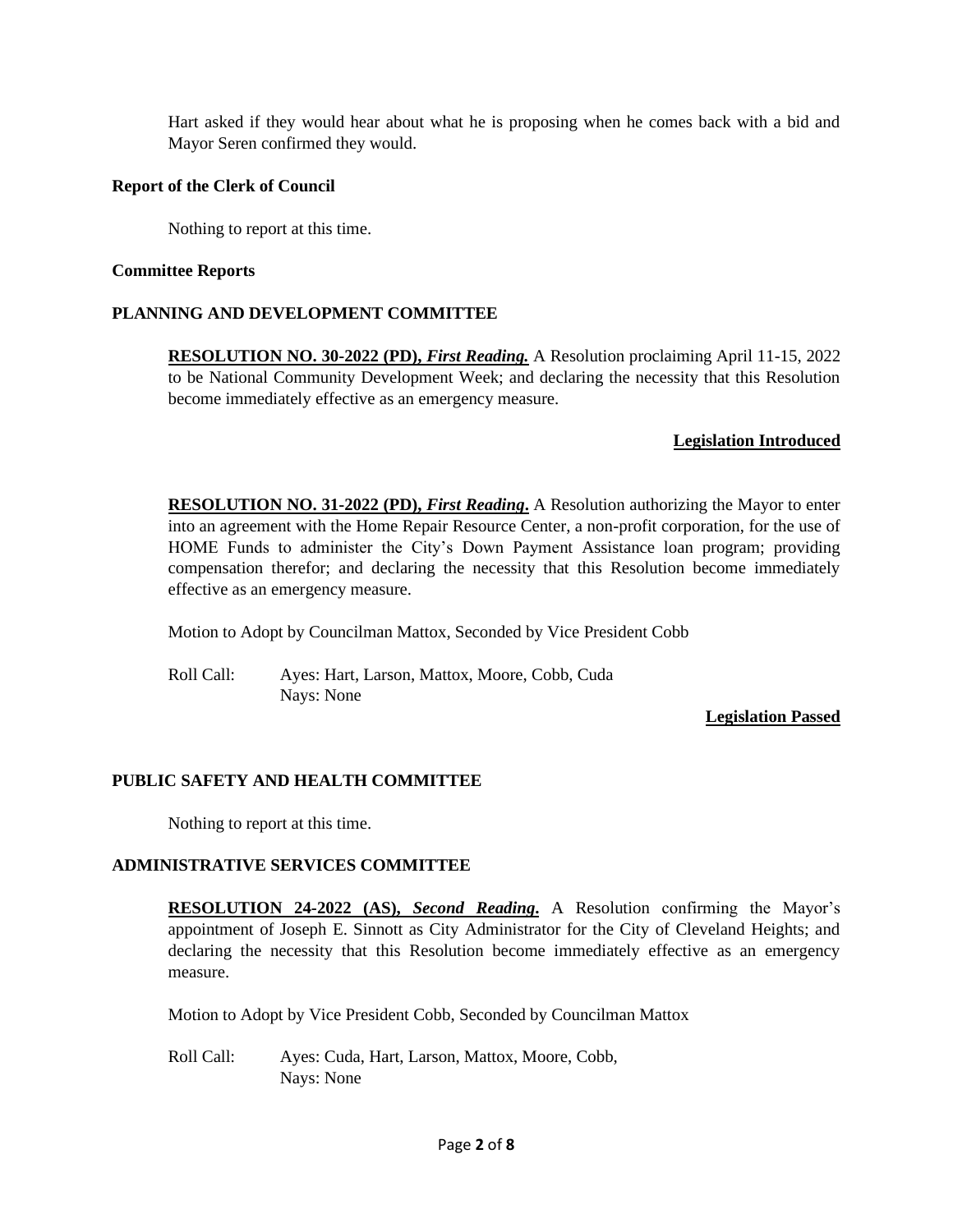Hart asked if they would hear about what he is proposing when he comes back with a bid and Mayor Seren confirmed they would.

**Report of the Clerk of Council**

Nothing to report at this time.

**Committee Reports**

**PLANNING AND DEVELOPMENT COMMITTEE**

**RESOLUTION NO. 30-2022 (PD), *First Reading.*** A Resolution proclaiming April 11-15, 2022 to be National Community Development Week; and declaring the necessity that this Resolution become immediately effective as an emergency measure.

**Legislation Introduced**

**RESOLUTION NO. 31-2022 (PD), *First Reading*.** A Resolution authorizing the Mayor to enter into an agreement with the Home Repair Resource Center, a non-profit corporation, for the use of HOME Funds to administer the City's Down Payment Assistance loan program; providing compensation therefor; and declaring the necessity that this Resolution become immediately effective as an emergency measure.

Motion to Adopt by Councilman Mattox, Seconded by Vice President Cobb

Roll Call: Ayes: Hart, Larson, Mattox, Moore, Cobb, Cuda
Nays: None

**Legislation Passed**

**PUBLIC SAFETY AND HEALTH COMMITTEE**

Nothing to report at this time.

**ADMINISTRATIVE SERVICES COMMITTEE**

**RESOLUTION 24-2022 (AS), *Second Reading*.** A Resolution confirming the Mayor's appointment of Joseph E. Sinnott as City Administrator for the City of Cleveland Heights; and declaring the necessity that this Resolution become immediately effective as an emergency measure.

Motion to Adopt by Vice President Cobb, Seconded by Councilman Mattox

Roll Call: Ayes: Cuda, Hart, Larson, Mattox, Moore, Cobb,
Nays: None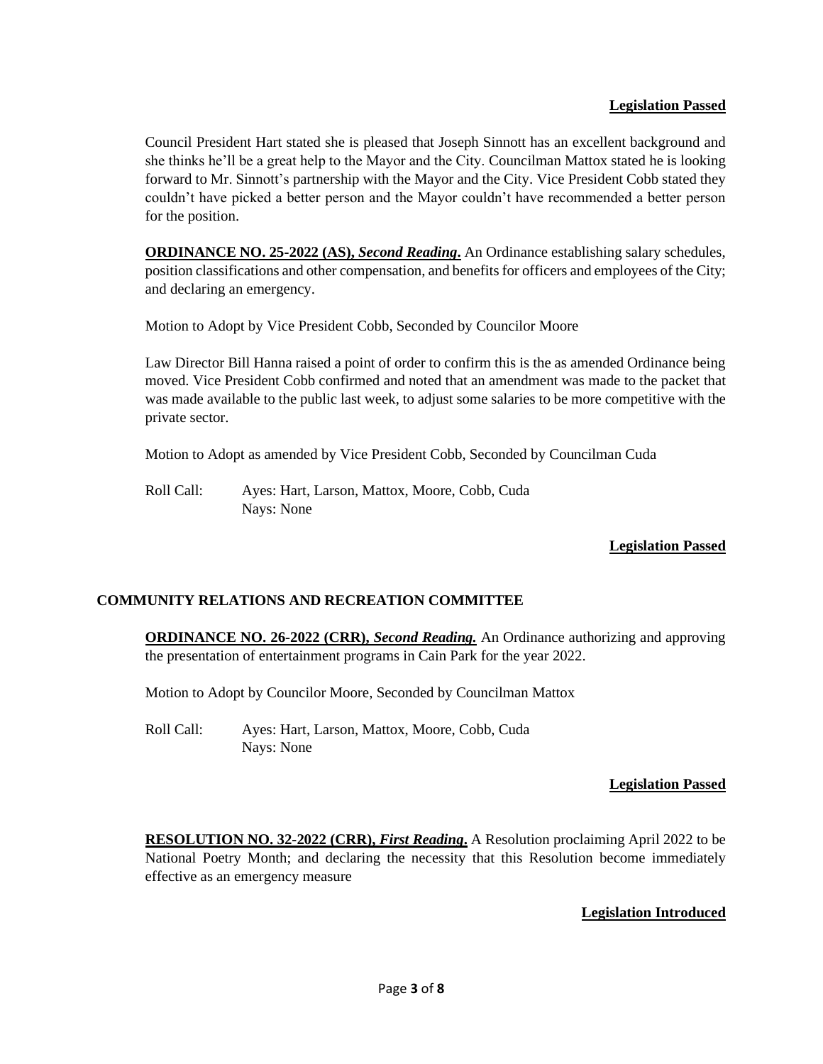**Legislation Passed**

Council President Hart stated she is pleased that Joseph Sinnott has an excellent background and she thinks he'll be a great help to the Mayor and the City. Councilman Mattox stated he is looking forward to Mr. Sinnott's partnership with the Mayor and the City. Vice President Cobb stated they couldn't have picked a better person and the Mayor couldn't have recommended a better person for the position.

**ORDINANCE NO. 25-2022 (AS), *Second Reading*.** An Ordinance establishing salary schedules, position classifications and other compensation, and benefits for officers and employees of the City; and declaring an emergency.

Motion to Adopt by Vice President Cobb, Seconded by Councilor Moore

Law Director Bill Hanna raised a point of order to confirm this is the as amended Ordinance being moved. Vice President Cobb confirmed and noted that an amendment was made to the packet that was made available to the public last week, to adjust some salaries to be more competitive with the private sector.

Motion to Adopt as amended by Vice President Cobb, Seconded by Councilman Cuda

Roll Call: Ayes: Hart, Larson, Mattox, Moore, Cobb, Cuda
Nays: None

**Legislation Passed**

## COMMUNITY RELATIONS AND RECREATION COMMITTEE

**ORDINANCE NO. 26-2022 (CRR), *Second Reading.*** An Ordinance authorizing and approving the presentation of entertainment programs in Cain Park for the year 2022.

Motion to Adopt by Councilor Moore, Seconded by Councilman Mattox

Roll Call: Ayes: Hart, Larson, Mattox, Moore, Cobb, Cuda
Nays: None

**Legislation Passed**

**RESOLUTION NO. 32-2022 (CRR), *First Reading*.** A Resolution proclaiming April 2022 to be National Poetry Month; and declaring the necessity that this Resolution become immediately effective as an emergency measure

**Legislation Introduced**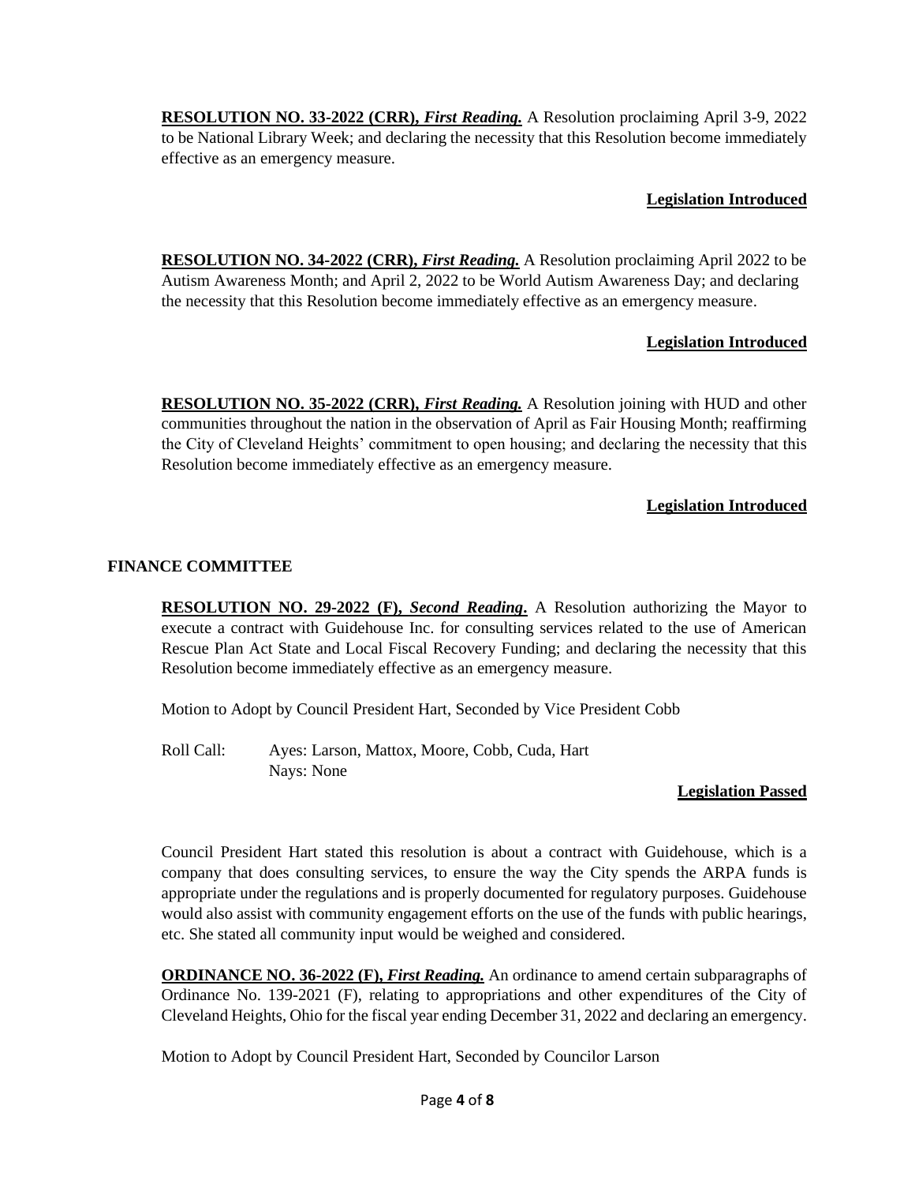**RESOLUTION NO. 33-2022 (CRR), *First Reading.*** A Resolution proclaiming April 3-9, 2022 to be National Library Week; and declaring the necessity that this Resolution become immediately effective as an emergency measure.

**Legislation Introduced**

**RESOLUTION NO. 34-2022 (CRR), *First Reading.*** A Resolution proclaiming April 2022 to be Autism Awareness Month; and April 2, 2022 to be World Autism Awareness Day; and declaring the necessity that this Resolution become immediately effective as an emergency measure.

**Legislation Introduced**

**RESOLUTION NO. 35-2022 (CRR), *First Reading.*** A Resolution joining with HUD and other communities throughout the nation in the observation of April as Fair Housing Month; reaffirming the City of Cleveland Heights' commitment to open housing; and declaring the necessity that this Resolution become immediately effective as an emergency measure.

**Legislation Introduced**

## FINANCE COMMITTEE

**RESOLUTION NO. 29-2022 (F), *Second Reading*.** A Resolution authorizing the Mayor to execute a contract with Guidehouse Inc. for consulting services related to the use of American Rescue Plan Act State and Local Fiscal Recovery Funding; and declaring the necessity that this Resolution become immediately effective as an emergency measure.

Motion to Adopt by Council President Hart, Seconded by Vice President Cobb

Roll Call: Ayes: Larson, Mattox, Moore, Cobb, Cuda, Hart
Nays: None

**Legislation Passed**

Council President Hart stated this resolution is about a contract with Guidehouse, which is a company that does consulting services, to ensure the way the City spends the ARPA funds is appropriate under the regulations and is properly documented for regulatory purposes. Guidehouse would also assist with community engagement efforts on the use of the funds with public hearings, etc. She stated all community input would be weighed and considered.

**ORDINANCE NO. 36-2022 (F), *First Reading.*** An ordinance to amend certain subparagraphs of Ordinance No. 139-2021 (F), relating to appropriations and other expenditures of the City of Cleveland Heights, Ohio for the fiscal year ending December 31, 2022 and declaring an emergency.

Motion to Adopt by Council President Hart, Seconded by Councilor Larson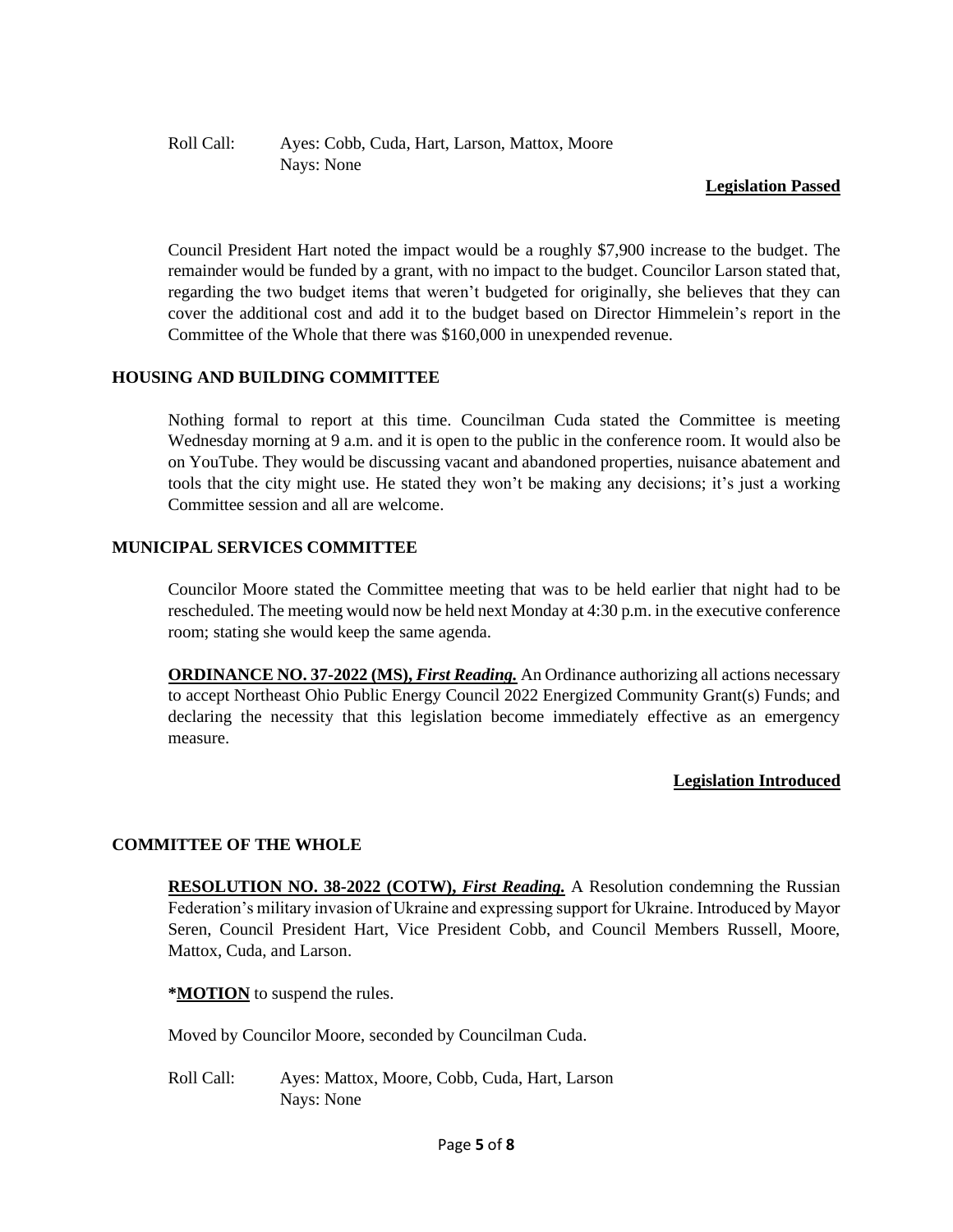Roll Call: Ayes: Cobb, Cuda, Hart, Larson, Mattox, Moore
Nays: None

**Legislation Passed**

Council President Hart noted the impact would be a roughly $7,900 increase to the budget. The remainder would be funded by a grant, with no impact to the budget. Councilor Larson stated that, regarding the two budget items that weren't budgeted for originally, she believes that they can cover the additional cost and add it to the budget based on Director Himmelein's report in the Committee of the Whole that there was $160,000 in unexpended revenue.

## HOUSING AND BUILDING COMMITTEE

Nothing formal to report at this time. Councilman Cuda stated the Committee is meeting Wednesday morning at 9 a.m. and it is open to the public in the conference room. It would also be on YouTube. They would be discussing vacant and abandoned properties, nuisance abatement and tools that the city might use. He stated they won't be making any decisions; it's just a working Committee session and all are welcome.

## MUNICIPAL SERVICES COMMITTEE

Councilor Moore stated the Committee meeting that was to be held earlier that night had to be rescheduled. The meeting would now be held next Monday at 4:30 p.m. in the executive conference room; stating she would keep the same agenda.

**ORDINANCE NO. 37-2022 (MS), *First Reading.*** An Ordinance authorizing all actions necessary to accept Northeast Ohio Public Energy Council 2022 Energized Community Grant(s) Funds; and declaring the necessity that this legislation become immediately effective as an emergency measure.

**Legislation Introduced**

## COMMITTEE OF THE WHOLE

**RESOLUTION NO. 38-2022 (COTW), *First Reading.*** A Resolution condemning the Russian Federation's military invasion of Ukraine and expressing support for Ukraine. Introduced by Mayor Seren, Council President Hart, Vice President Cobb, and Council Members Russell, Moore, Mattox, Cuda, and Larson.

***MOTION** to suspend the rules.

Moved by Councilor Moore, seconded by Councilman Cuda.

Roll Call: Ayes: Mattox, Moore, Cobb, Cuda, Hart, Larson
Nays: None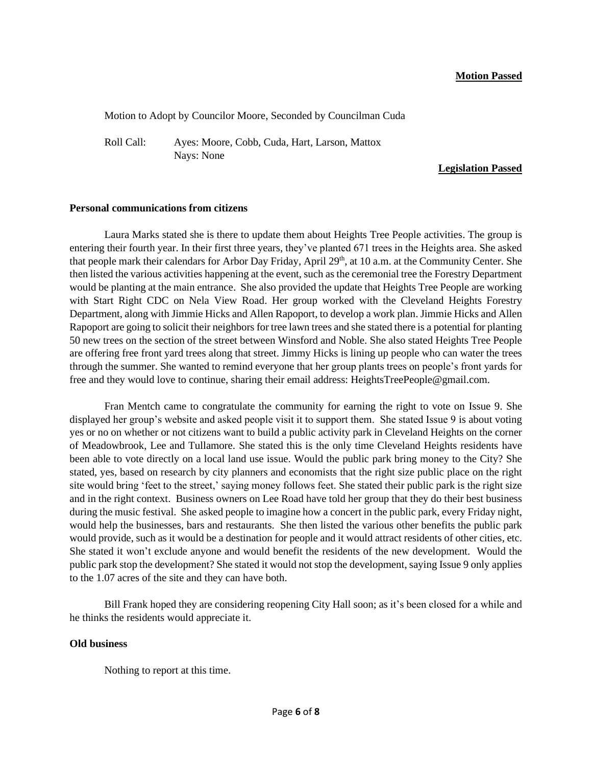**Motion Passed**

Motion to Adopt by Councilor Moore, Seconded by Councilman Cuda

Roll Call: Ayes: Moore, Cobb, Cuda, Hart, Larson, Mattox
Nays: None

**Legislation Passed**

**Personal communications from citizens**

Laura Marks stated she is there to update them about Heights Tree People activities. The group is entering their fourth year. In their first three years, they've planted 671 trees in the Heights area. She asked that people mark their calendars for Arbor Day Friday, April 29th, at 10 a.m. at the Community Center. She then listed the various activities happening at the event, such as the ceremonial tree the Forestry Department would be planting at the main entrance. She also provided the update that Heights Tree People are working with Start Right CDC on Nela View Road. Her group worked with the Cleveland Heights Forestry Department, along with Jimmie Hicks and Allen Rapoport, to develop a work plan. Jimmie Hicks and Allen Rapoport are going to solicit their neighbors for tree lawn trees and she stated there is a potential for planting 50 new trees on the section of the street between Winsford and Noble. She also stated Heights Tree People are offering free front yard trees along that street. Jimmy Hicks is lining up people who can water the trees through the summer. She wanted to remind everyone that her group plants trees on people's front yards for free and they would love to continue, sharing their email address: HeightsTreePeople@gmail.com.

Fran Mentch came to congratulate the community for earning the right to vote on Issue 9. She displayed her group's website and asked people visit it to support them. She stated Issue 9 is about voting yes or no on whether or not citizens want to build a public activity park in Cleveland Heights on the corner of Meadowbrook, Lee and Tullamore. She stated this is the only time Cleveland Heights residents have been able to vote directly on a local land use issue. Would the public park bring money to the City? She stated, yes, based on research by city planners and economists that the right size public place on the right site would bring 'feet to the street,' saying money follows feet. She stated their public park is the right size and in the right context. Business owners on Lee Road have told her group that they do their best business during the music festival. She asked people to imagine how a concert in the public park, every Friday night, would help the businesses, bars and restaurants. She then listed the various other benefits the public park would provide, such as it would be a destination for people and it would attract residents of other cities, etc. She stated it won't exclude anyone and would benefit the residents of the new development. Would the public park stop the development? She stated it would not stop the development, saying Issue 9 only applies to the 1.07 acres of the site and they can have both.

Bill Frank hoped they are considering reopening City Hall soon; as it's been closed for a while and he thinks the residents would appreciate it.

**Old business**

Nothing to report at this time.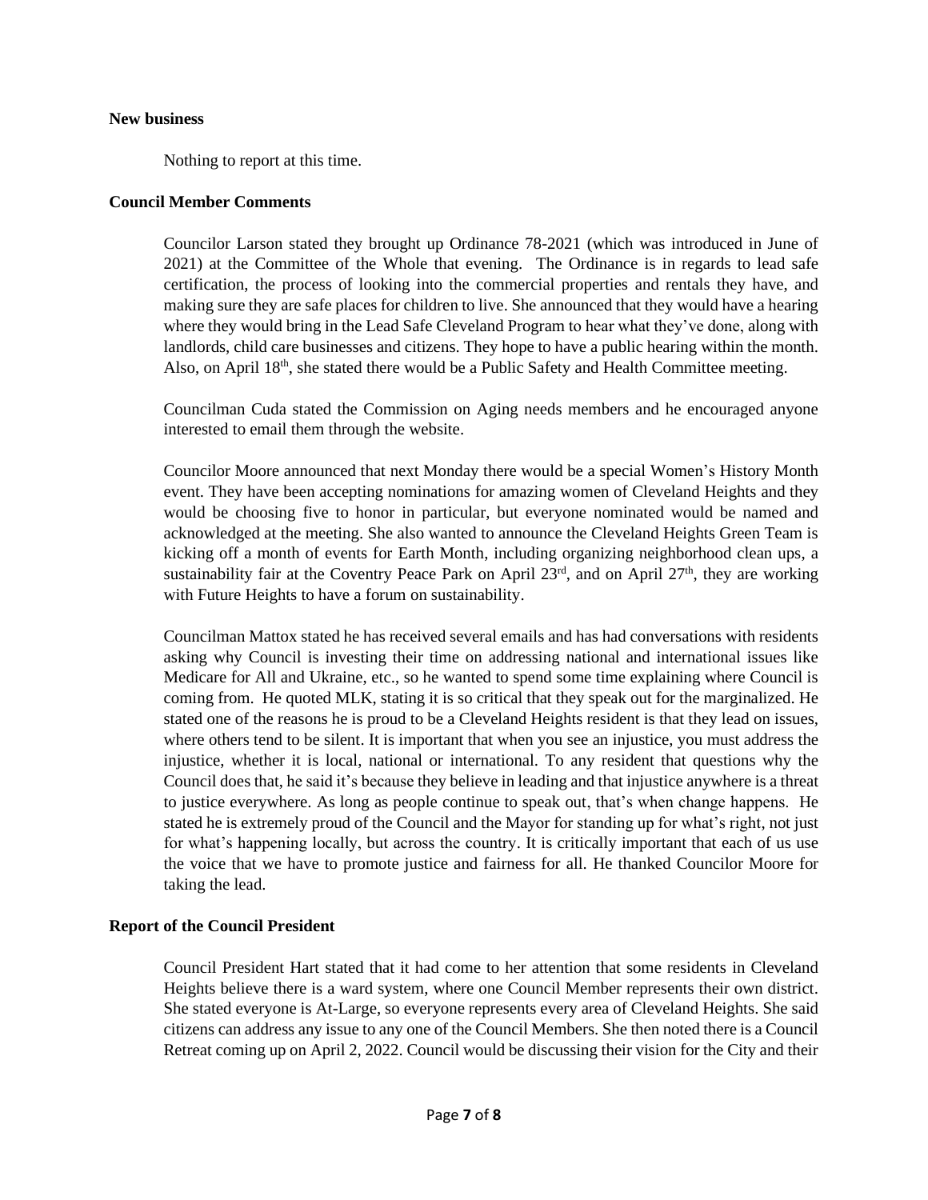**New business**

Nothing to report at this time.

**Council Member Comments**

Councilor Larson stated they brought up Ordinance 78-2021 (which was introduced in June of 2021) at the Committee of the Whole that evening. The Ordinance is in regards to lead safe certification, the process of looking into the commercial properties and rentals they have, and making sure they are safe places for children to live. She announced that they would have a hearing where they would bring in the Lead Safe Cleveland Program to hear what they've done, along with landlords, child care businesses and citizens. They hope to have a public hearing within the month. Also, on April 18th, she stated there would be a Public Safety and Health Committee meeting.

Councilman Cuda stated the Commission on Aging needs members and he encouraged anyone interested to email them through the website.

Councilor Moore announced that next Monday there would be a special Women's History Month event. They have been accepting nominations for amazing women of Cleveland Heights and they would be choosing five to honor in particular, but everyone nominated would be named and acknowledged at the meeting. She also wanted to announce the Cleveland Heights Green Team is kicking off a month of events for Earth Month, including organizing neighborhood clean ups, a sustainability fair at the Coventry Peace Park on April 23rd, and on April 27th, they are working with Future Heights to have a forum on sustainability.

Councilman Mattox stated he has received several emails and has had conversations with residents asking why Council is investing their time on addressing national and international issues like Medicare for All and Ukraine, etc., so he wanted to spend some time explaining where Council is coming from. He quoted MLK, stating it is so critical that they speak out for the marginalized. He stated one of the reasons he is proud to be a Cleveland Heights resident is that they lead on issues, where others tend to be silent. It is important that when you see an injustice, you must address the injustice, whether it is local, national or international. To any resident that questions why the Council does that, he said it's because they believe in leading and that injustice anywhere is a threat to justice everywhere. As long as people continue to speak out, that's when change happens. He stated he is extremely proud of the Council and the Mayor for standing up for what's right, not just for what's happening locally, but across the country. It is critically important that each of us use the voice that we have to promote justice and fairness for all. He thanked Councilor Moore for taking the lead.

**Report of the Council President**

Council President Hart stated that it had come to her attention that some residents in Cleveland Heights believe there is a ward system, where one Council Member represents their own district. She stated everyone is At-Large, so everyone represents every area of Cleveland Heights. She said citizens can address any issue to any one of the Council Members. She then noted there is a Council Retreat coming up on April 2, 2022. Council would be discussing their vision for the City and their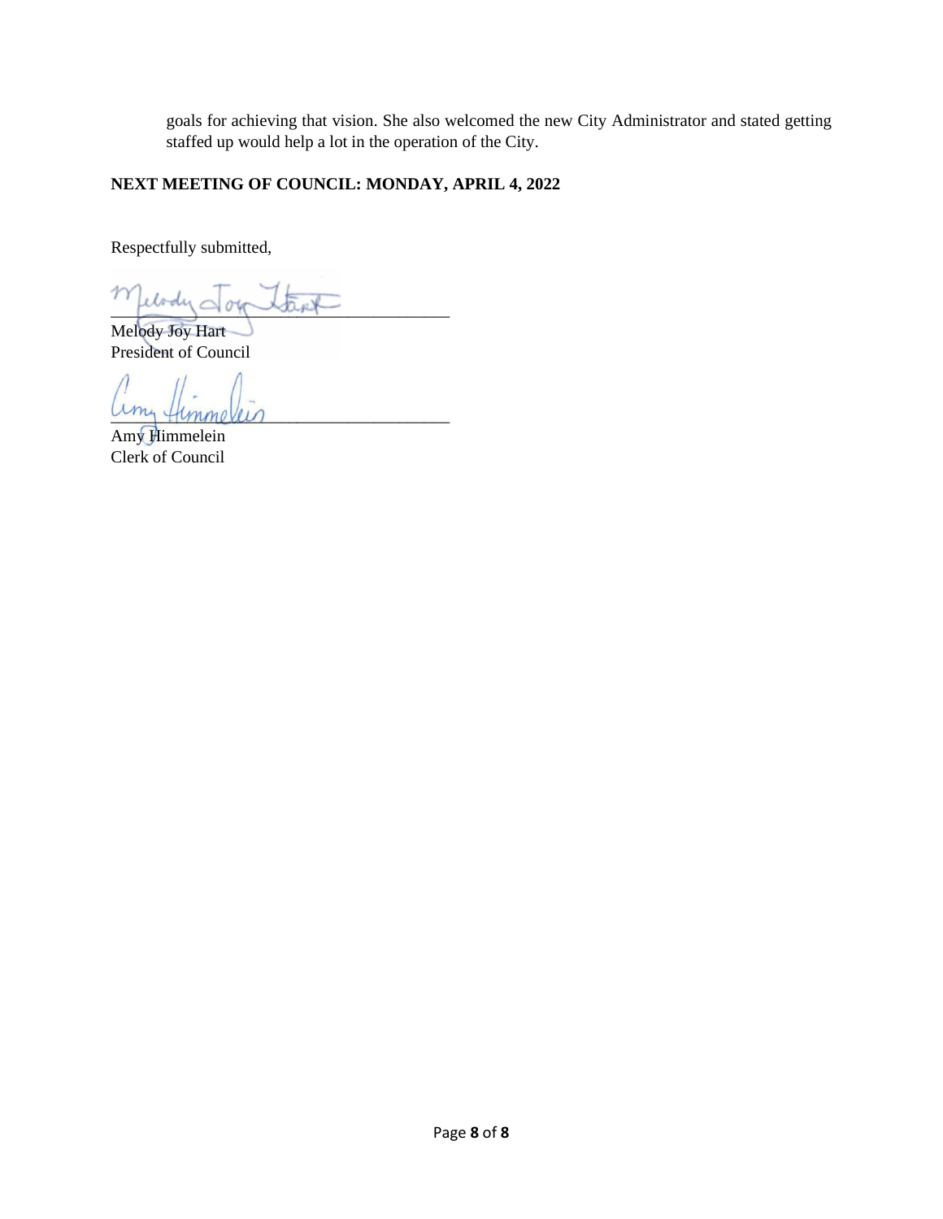goals for achieving that vision. She also welcomed the new City Administrator and stated getting staffed up would help a lot in the operation of the City.

**NEXT MEETING OF COUNCIL: MONDAY, APRIL 4, 2022**

Respectfully submitted,

\_\_\_\_\_\_\_\_\_\_\_\_\_\_\_\_\_\_\_\_\_\_\_\_\_\_\_\_\_\_\_\_\_\_\_\_\_\_\_\_\_\_
Melody Joy Hart
President of Council

\_\_\_\_\_\_\_\_\_\_\_\_\_\_\_\_\_\_\_\_\_\_\_\_\_\_\_\_\_\_\_\_\_\_\_\_\_\_\_\_\_\_
Amy Himmelein
Clerk of Council